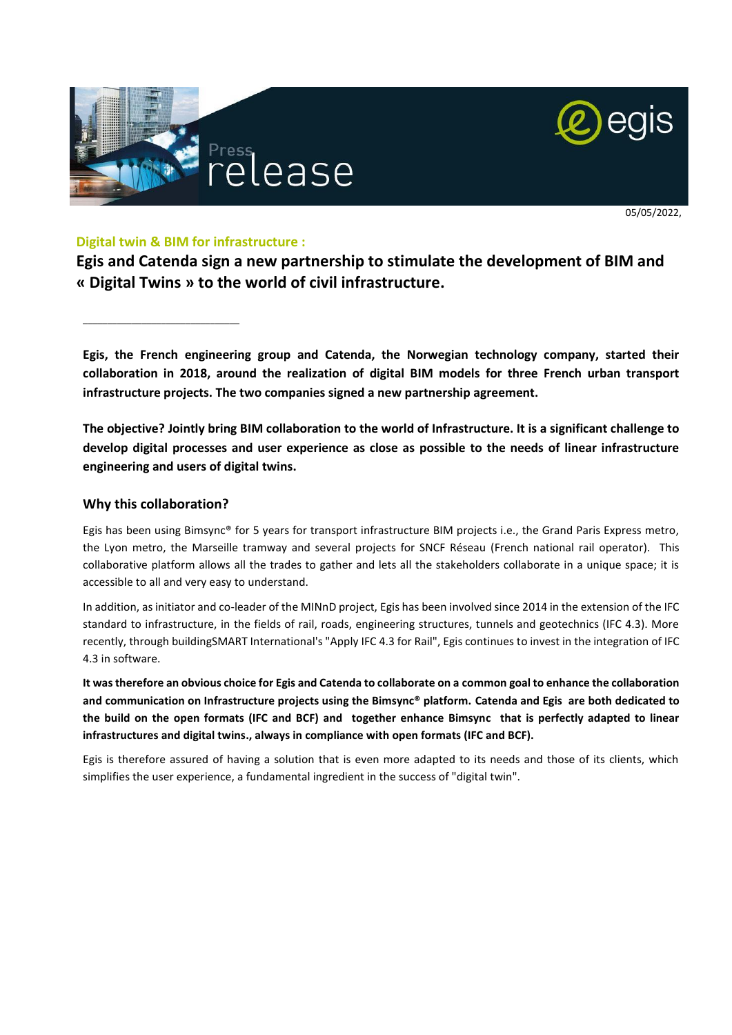Press release

05/05/2022,

**Digital twin & BIM for infrastructure :**

# Egis and Catenda sign a new partnership to stimulate the development of BIM and « Digital Twins » to the world of civil infrastructure.

---

**Egis, the French engineering group and Catenda, the Norwegian technology company, started their collaboration in 2018, around the realization of digital BIM models for three French urban transport infrastructure projects. The two companies signed a new partnership agreement.**

**The objective? Jointly bring BIM collaboration to the world of Infrastructure. It is a significant challenge to develop digital processes and user experience as close as possible to the needs of linear infrastructure engineering and users of digital twins.**

## Why this collaboration?

Egis has been using Bimsync® for 5 years for transport infrastructure BIM projects i.e., the Grand Paris Express metro, the Lyon metro, the Marseille tramway and several projects for SNCF Réseau (French national rail operator). This collaborative platform allows all the trades to gather and lets all the stakeholders collaborate in a unique space; it is accessible to all and very easy to understand.

In addition, as initiator and co-leader of the MINnD project, Egis has been involved since 2014 in the extension of the IFC standard to infrastructure, in the fields of rail, roads, engineering structures, tunnels and geotechnics (IFC 4.3). More recently, through buildingSMART International's "Apply IFC 4.3 for Rail", Egis continues to invest in the integration of IFC 4.3 in software.

**It was therefore an obvious choice for Egis and Catenda to collaborate on a common goal to enhance the collaboration and communication on Infrastructure projects using the Bimsync® platform. Catenda and Egis are both dedicated to the build on the open formats (IFC and BCF) and together enhance Bimsync that is perfectly adapted to linear infrastructures and digital twins., always in compliance with open formats (IFC and BCF).**

Egis is therefore assured of having a solution that is even more adapted to its needs and those of its clients, which simplifies the user experience, a fundamental ingredient in the success of "digital twin".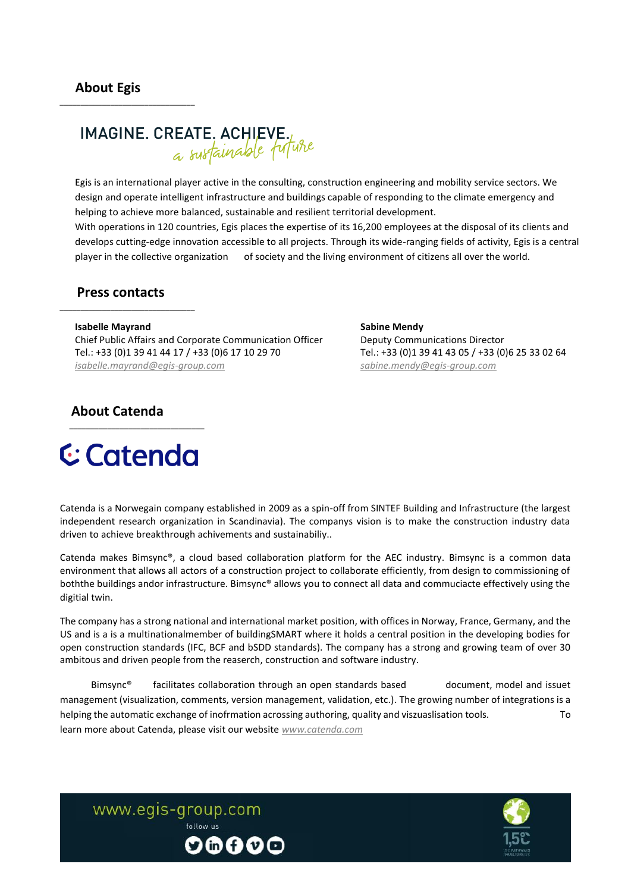## About Egis

IMAGINE. CREATE. ACHIEVE. *a sustainable future*

Egis is an international player active in the consulting, construction engineering and mobility service sectors. We design and operate intelligent infrastructure and buildings capable of responding to the climate emergency and helping to achieve more balanced, sustainable and resilient territorial development.
With operations in 120 countries, Egis places the expertise of its 16,200 employees at the disposal of its clients and develops cutting-edge innovation accessible to all projects. Through its wide-ranging fields of activity, Egis is a central player in the collective organization of society and the living environment of citizens all over the world.

## Press contacts

**Isabelle Mayrand**
Chief Public Affairs and Corporate Communication Officer
Tel.: +33 (0)1 39 41 44 17 / +33 (0)6 17 10 29 70
*isabelle.mayrand@egis-group.com*

**Sabine Mendy**
Deputy Communications Director
Tel.: +33 (0)1 39 41 43 05 / +33 (0)6 25 33 02 64
*sabine.mendy@egis-group.com*

## About Catenda

Catenda

Catenda is a Norwegain company established in 2009 as a spin-off from SINTEF Building and Infrastructure (the largest independent research organization in Scandinavia). The companys vision is to make the construction industry data driven to achieve breakthrough achivements and sustainabiliy..

Catenda makes Bimsync®, a cloud based collaboration platform for the AEC industry. Bimsync is a common data environment that allows all actors of a construction project to collaborate efficiently, from design to commissioning of boththe buildings andor infrastructure. Bimsync® allows you to connect all data and commuciacte effectively using the digitial twin.

The company has a strong national and international market position, with offices in Norway, France, Germany, and the US and is a is a multinationalmember of buildingSMART where it holds a central position in the developing bodies for open construction standards (IFC, BCF and bSDD standards). The company has a strong and growing team of over 30 ambitous and driven people from the reaserch, construction and software industry.

Bimsync® facilitates collaboration through an open standards based document, model and issuet management (visualization, comments, version management, validation, etc.). The growing number of integrations is a helping the automatic exchange of inofrmation acrossing authoring, quality and viszuaslisation tools. To learn more about Catenda, please visit our website *www.catenda.com*

www.egis-group.com
follow us